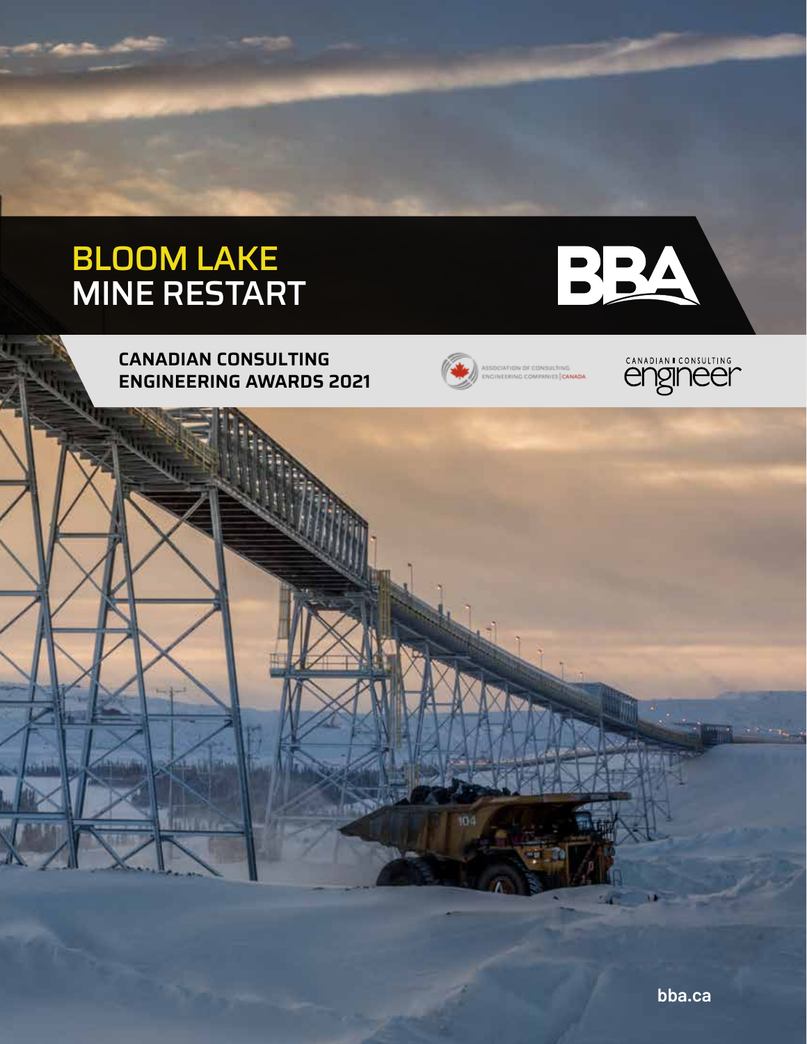# BLOOM LAKE MINE RESTART

BBA

**CANADIAN CONSULTING ENGINEERING AWARDS 2021**

ASSOCIATION OF CONSULTING ENGINEERING COMPANIES | CANADA

CANADIAN CONSULTING engineer

bba.ca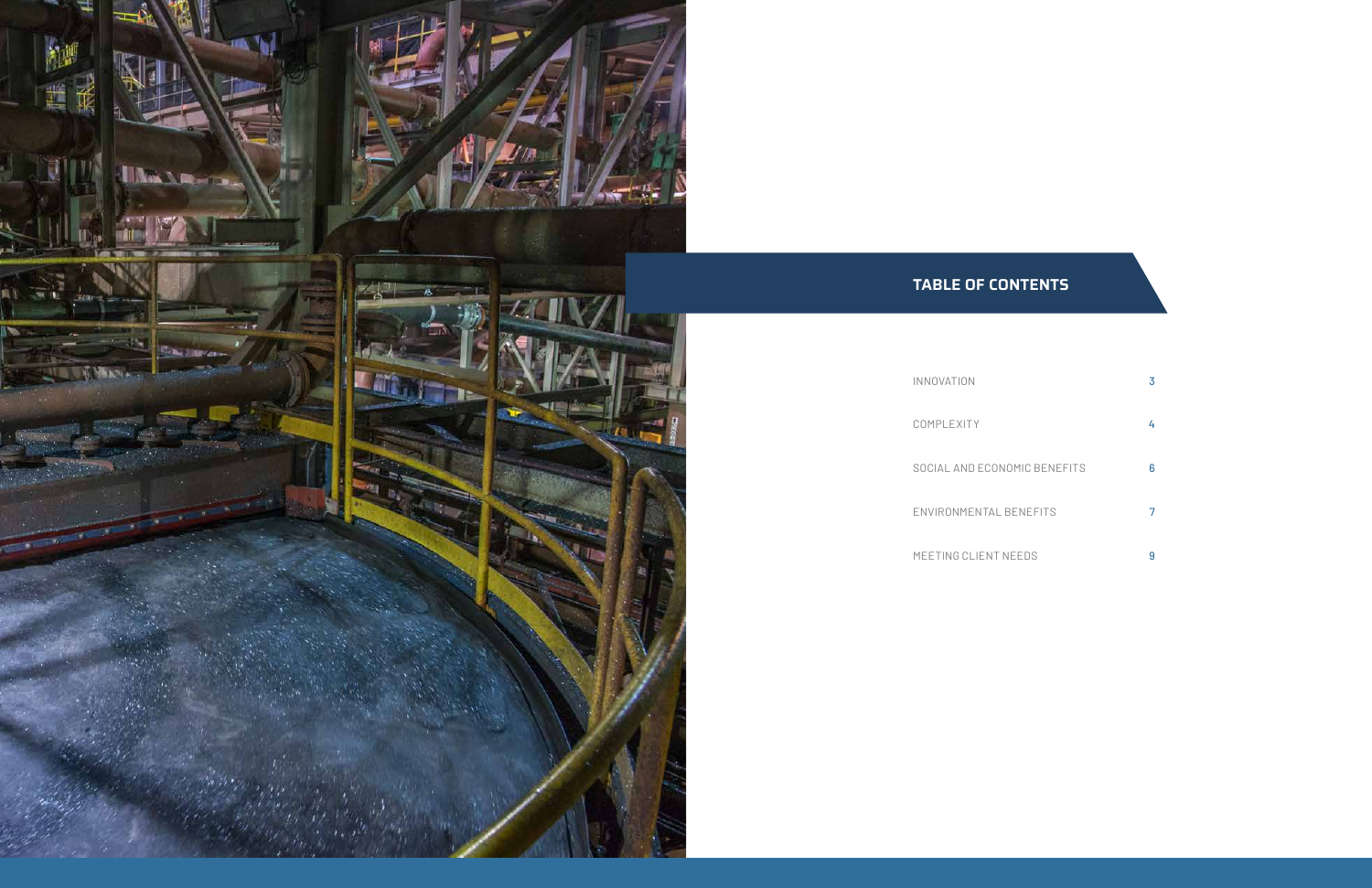## TABLE OF CONTENTS

| | |
|---|---|
| INNOVATION | 3 |
| COMPLEXITY | 4 |
| SOCIAL AND ECONOMIC BENEFITS | 6 |
| ENVIRONMENTAL BENEFITS | 7 |
| MEETING CLIENT NEEDS | 9 |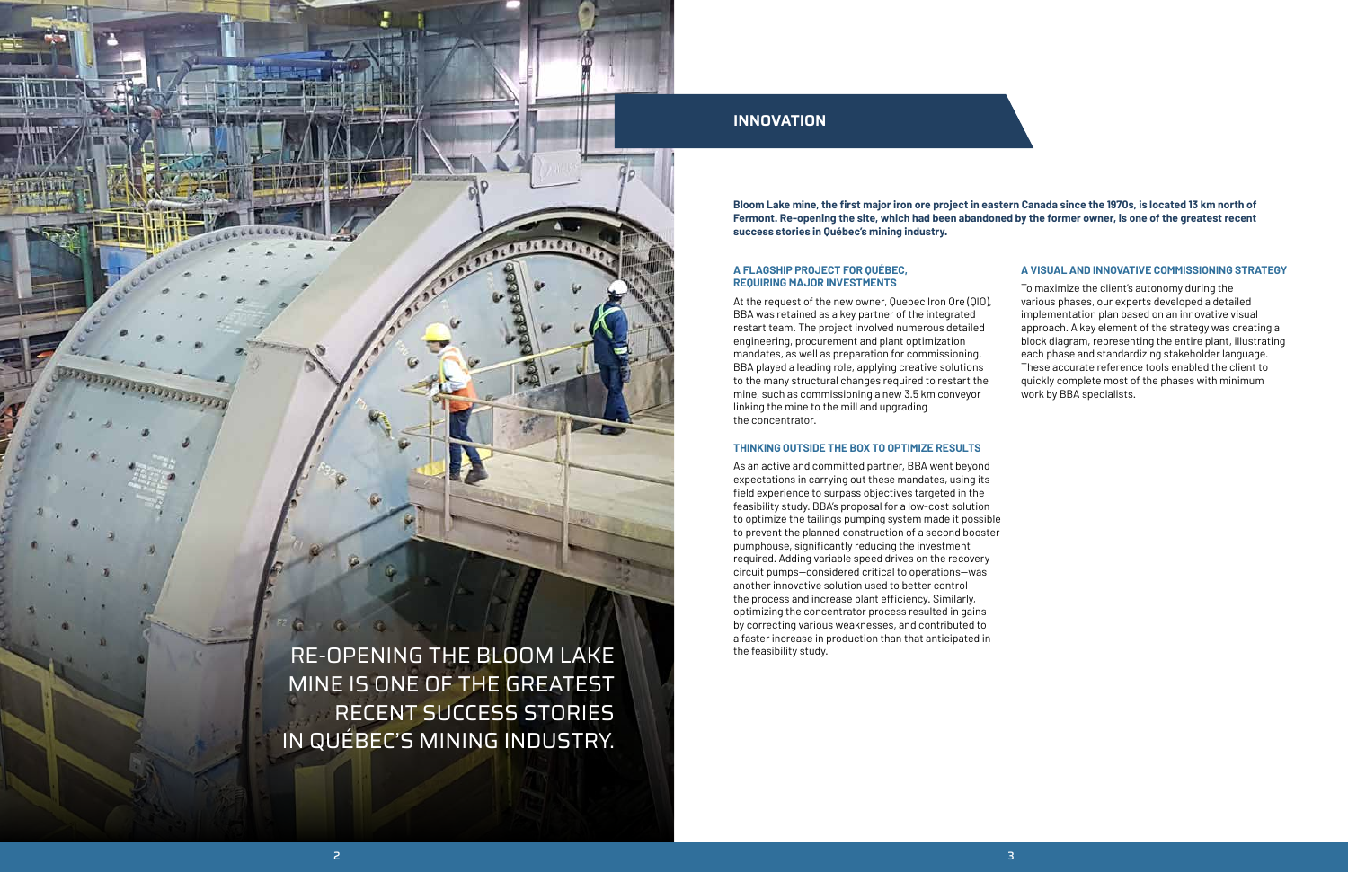RE-OPENING THE BLOOM LAKE MINE IS ONE OF THE GREATEST RECENT SUCCESS STORIES IN QUÉBEC'S MINING INDUSTRY.

## INNOVATION

**Bloom Lake mine, the first major iron ore project in eastern Canada since the 1970s, is located 13 km north of Fermont. Re-opening the site, which had been abandoned by the former owner, is one of the greatest recent success stories in Québec's mining industry.**

### A FLAGSHIP PROJECT FOR QUÉBEC, REQUIRING MAJOR INVESTMENTS

At the request of the new owner, Quebec Iron Ore (QIO), BBA was retained as a key partner of the integrated restart team. The project involved numerous detailed engineering, procurement and plant optimization mandates, as well as preparation for commissioning. BBA played a leading role, applying creative solutions to the many structural changes required to restart the mine, such as commissioning a new 3.5 km conveyor linking the mine to the mill and upgrading the concentrator.

### THINKING OUTSIDE THE BOX TO OPTIMIZE RESULTS

As an active and committed partner, BBA went beyond expectations in carrying out these mandates, using its field experience to surpass objectives targeted in the feasibility study. BBA's proposal for a low-cost solution to optimize the tailings pumping system made it possible to prevent the planned construction of a second booster pumphouse, significantly reducing the investment required. Adding variable speed drives on the recovery circuit pumps—considered critical to operations—was another innovative solution used to better control the process and increase plant efficiency. Similarly, optimizing the concentrator process resulted in gains by correcting various weaknesses, and contributed to a faster increase in production than that anticipated in the feasibility study.

### A VISUAL AND INNOVATIVE COMMISSIONING STRATEGY

To maximize the client's autonomy during the various phases, our experts developed a detailed implementation plan based on an innovative visual approach. A key element of the strategy was creating a block diagram, representing the entire plant, illustrating each phase and standardizing stakeholder language. These accurate reference tools enabled the client to quickly complete most of the phases with minimum work by BBA specialists.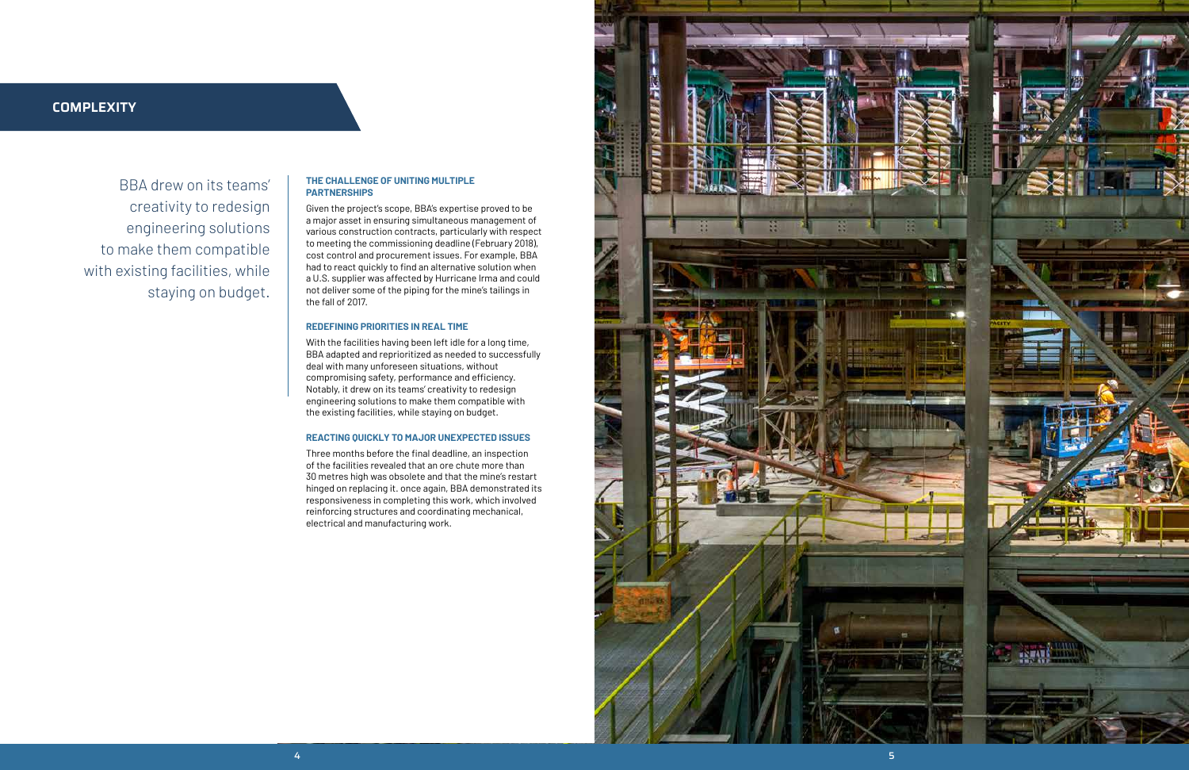## COMPLEXITY

BBA drew on its teams' creativity to redesign engineering solutions to make them compatible with existing facilities, while staying on budget.

### THE CHALLENGE OF UNITING MULTIPLE PARTNERSHIPS

Given the project's scope, BBA's expertise proved to be a major asset in ensuring simultaneous management of various construction contracts, particularly with respect to meeting the commissioning deadline (February 2018), cost control and procurement issues. For example, BBA had to react quickly to find an alternative solution when a U.S. supplier was affected by Hurricane Irma and could not deliver some of the piping for the mine's tailings in the fall of 2017.

### REDEFINING PRIORITIES IN REAL TIME

With the facilities having been left idle for a long time, BBA adapted and reprioritized as needed to successfully deal with many unforeseen situations, without compromising safety, performance and efficiency. Notably, it drew on its teams' creativity to redesign engineering solutions to make them compatible with the existing facilities, while staying on budget.

### REACTING QUICKLY TO MAJOR UNEXPECTED ISSUES

Three months before the final deadline, an inspection of the facilities revealed that an ore chute more than 30 metres high was obsolete and that the mine's restart hinged on replacing it. once again, BBA demonstrated its responsiveness in completing this work, which involved reinforcing structures and coordinating mechanical, electrical and manufacturing work.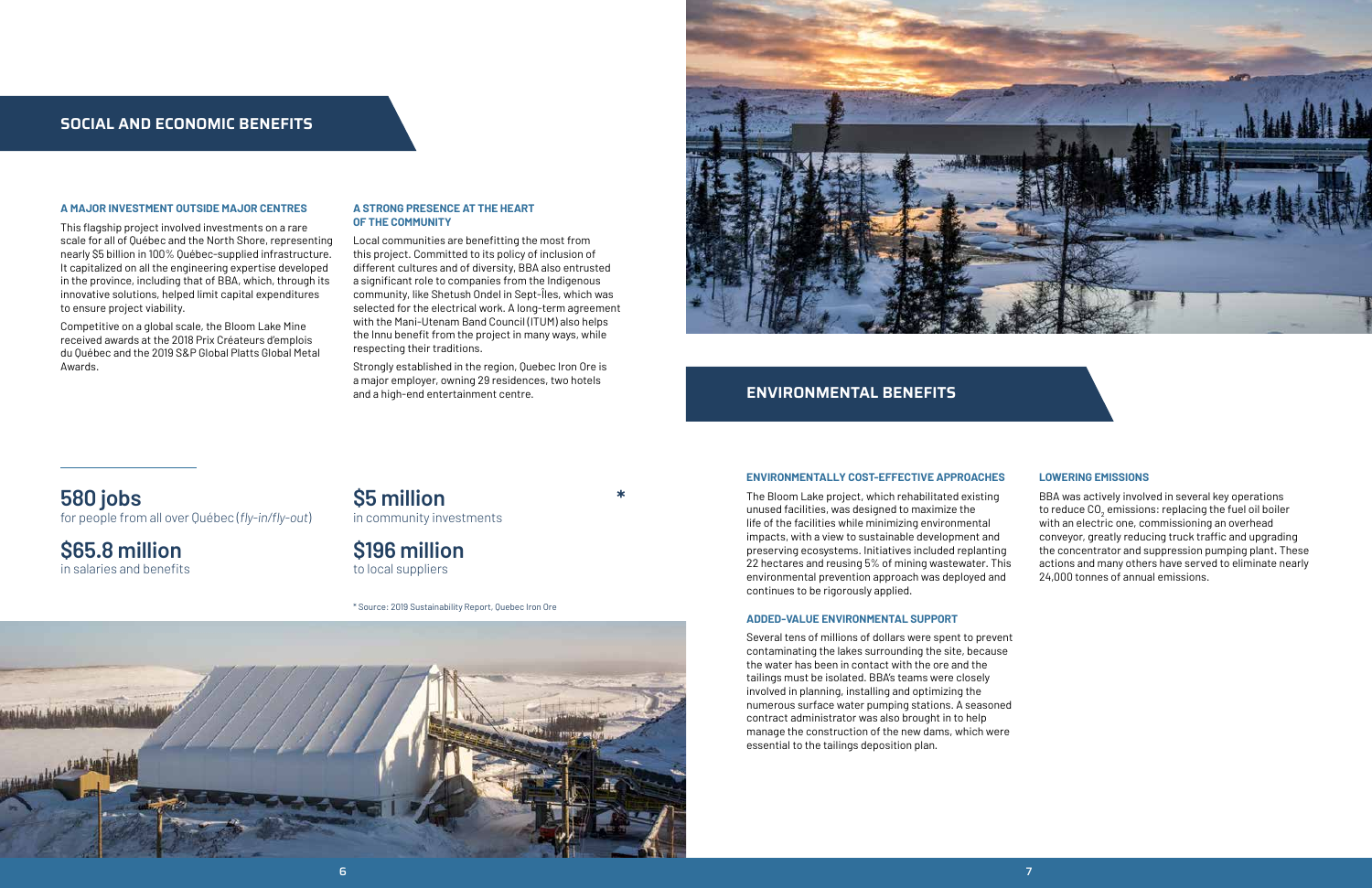## SOCIAL AND ECONOMIC BENEFITS

### A MAJOR INVESTMENT OUTSIDE MAJOR CENTRES

This flagship project involved investments on a rare scale for all of Québec and the North Shore, representing nearly $5 billion in 100% Québec-supplied infrastructure. It capitalized on all the engineering expertise developed in the province, including that of BBA, which, through its innovative solutions, helped limit capital expenditures to ensure project viability.

Competitive on a global scale, the Bloom Lake Mine received awards at the 2018 Prix Créateurs d'emplois du Québec and the 2019 S&P Global Platts Global Metal Awards.

### A STRONG PRESENCE AT THE HEART OF THE COMMUNITY

Local communities are benefitting the most from this project. Committed to its policy of inclusion of different cultures and of diversity, BBA also entrusted a significant role to companies from the Indigenous community, like Shetush Ondel in Sept-Îles, which was selected for the electrical work. A long-term agreement with the Mani-Utenam Band Council (ITUM) also helps the Innu benefit from the project in many ways, while respecting their traditions.

Strongly established in the region, Quebec Iron Ore is a major employer, owning 29 residences, two hotels and a high-end entertainment centre.

**580 jobs**
for people from all over Québec (*fly-in/fly-out*)

**$65.8 million**
in salaries and benefits

**$5 million**
in community investments

**$196 million**
to local suppliers

*

* Source: 2019 Sustainability Report, Quebec Iron Ore

## ENVIRONMENTAL BENEFITS

### ENVIRONMENTALLY COST-EFFECTIVE APPROACHES

The Bloom Lake project, which rehabilitated existing unused facilities, was designed to maximize the life of the facilities while minimizing environmental impacts, with a view to sustainable development and preserving ecosystems. Initiatives included replanting 22 hectares and reusing 5% of mining wastewater. This environmental prevention approach was deployed and continues to be rigorously applied.

### ADDED-VALUE ENVIRONMENTAL SUPPORT

Several tens of millions of dollars were spent to prevent contaminating the lakes surrounding the site, because the water has been in contact with the ore and the tailings must be isolated. BBA's teams were closely involved in planning, installing and optimizing the numerous surface water pumping stations. A seasoned contract administrator was also brought in to help manage the construction of the new dams, which were essential to the tailings deposition plan.

### LOWERING EMISSIONS

BBA was actively involved in several key operations to reduce $CO_2$ emissions: replacing the fuel oil boiler with an electric one, commissioning an overhead conveyor, greatly reducing truck traffic and upgrading the concentrator and suppression pumping plant. These actions and many others have served to eliminate nearly 24,000 tonnes of annual emissions.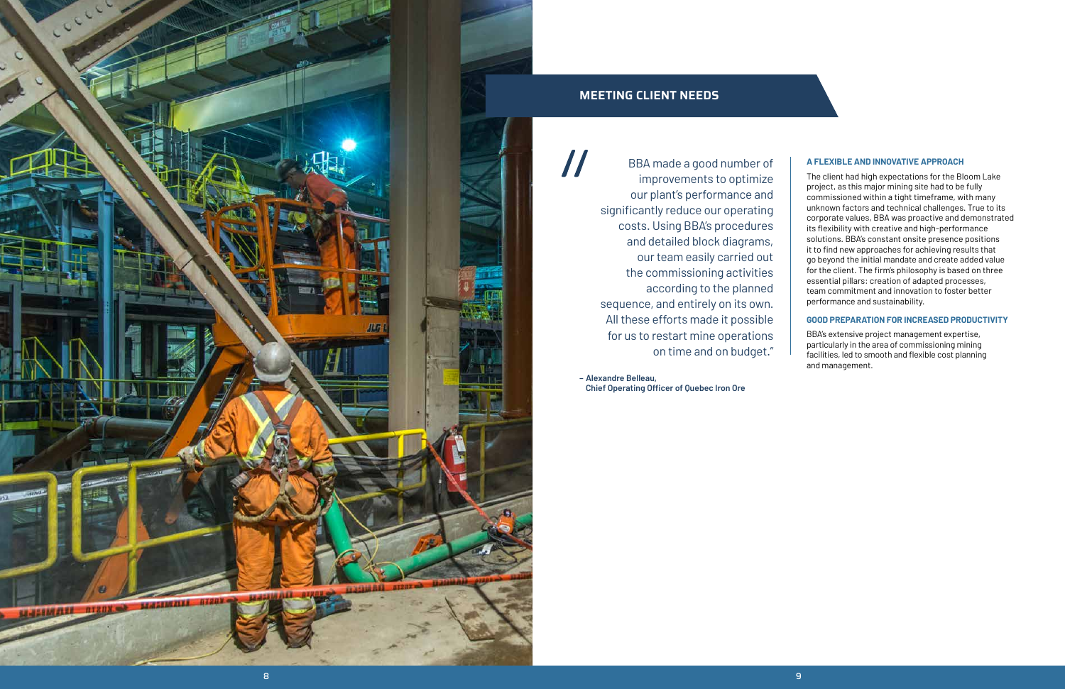## MEETING CLIENT NEEDS

> BBA made a good number of improvements to optimize our plant's performance and significantly reduce our operating costs. Using BBA's procedures and detailed block diagrams, our team easily carried out the commissioning activities according to the planned sequence, and entirely on its own. All these efforts made it possible for us to restart mine operations on time and on budget."

**– Alexandre Belleau,**
**Chief Operating Officer of Quebec Iron Ore**

### A FLEXIBLE AND INNOVATIVE APPROACH

The client had high expectations for the Bloom Lake project, as this major mining site had to be fully commissioned within a tight timeframe, with many unknown factors and technical challenges. True to its corporate values, BBA was proactive and demonstrated its flexibility with creative and high-performance solutions. BBA's constant onsite presence positions it to find new approaches for achieving results that go beyond the initial mandate and create added value for the client. The firm's philosophy is based on three essential pillars: creation of adapted processes, team commitment and innovation to foster better performance and sustainability.

### GOOD PREPARATION FOR INCREASED PRODUCTIVITY

BBA's extensive project management expertise, particularly in the area of commissioning mining facilities, led to smooth and flexible cost planning and management.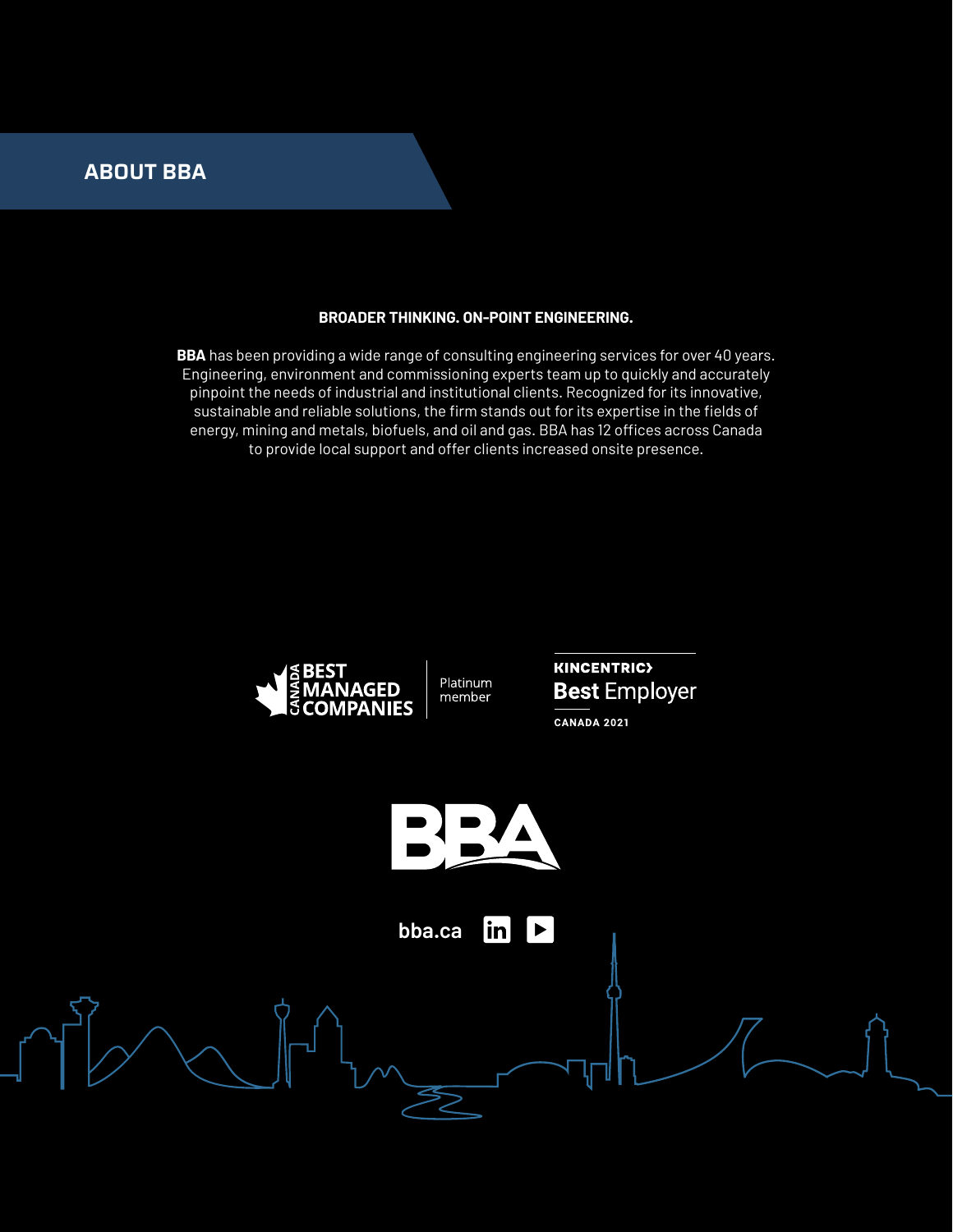## ABOUT BBA

**BROADER THINKING. ON-POINT ENGINEERING.**

**BBA** has been providing a wide range of consulting engineering services for over 40 years. Engineering, environment and commissioning experts team up to quickly and accurately pinpoint the needs of industrial and institutional clients. Recognized for its innovative, sustainable and reliable solutions, the firm stands out for its expertise in the fields of energy, mining and metals, biofuels, and oil and gas. BBA has 12 offices across Canada to provide local support and offer clients increased onsite presence.

CANADA BEST MANAGED COMPANIES
Platinum member

KINCENTRIC
Best Employer
CANADA 2021

BBA

bba.ca